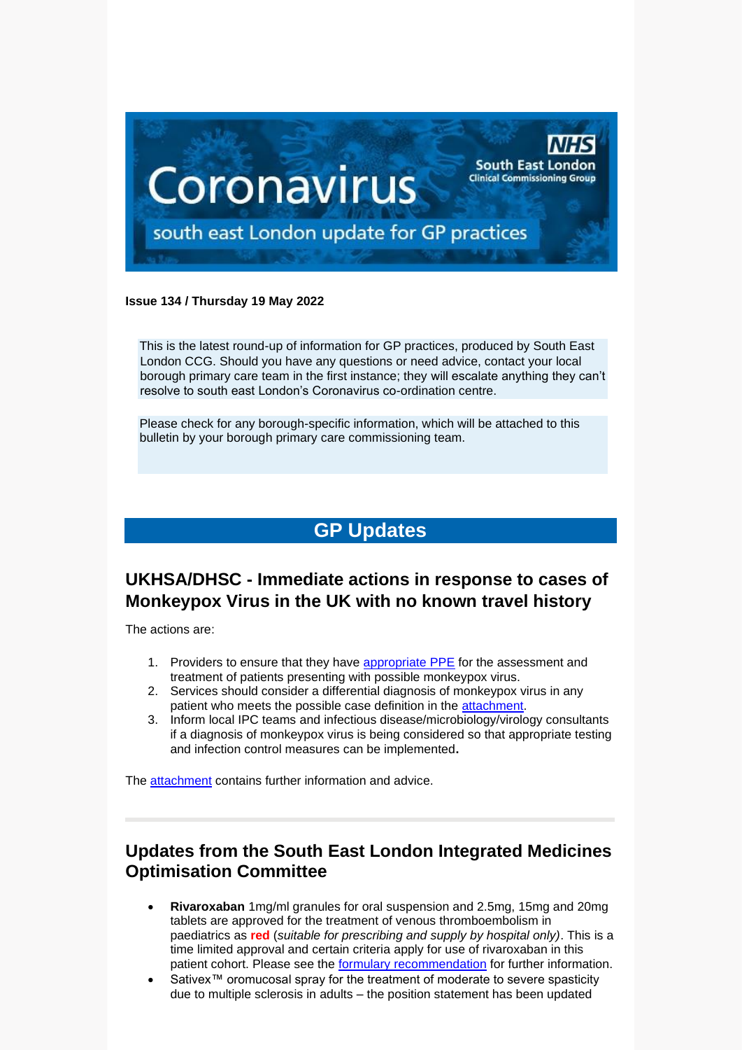# Coronavirus

NHS South East London Clinical Commissioning Group

south east London update for GP practices

**Issue 134 / Thursday 19 May 2022**

This is the latest round-up of information for GP practices, produced by South East London CCG. Should you have any questions or need advice, contact your local borough primary care team in the first instance; they will escalate anything they can't resolve to south east London's Coronavirus co-ordination centre.

Please check for any borough-specific information, which will be attached to this bulletin by your borough primary care commissioning team.

## GP Updates

### UKHSA/DHSC - Immediate actions in response to cases of Monkeypox Virus in the UK with no known travel history

The actions are:

1. Providers to ensure that they have appropriate PPE for the assessment and treatment of patients presenting with possible monkeypox virus.
2. Services should consider a differential diagnosis of monkeypox virus in any patient who meets the possible case definition in the attachment.
3. Inform local IPC teams and infectious disease/microbiology/virology consultants if a diagnosis of monkeypox virus is being considered so that appropriate testing and infection control measures can be implemented**.**

The attachment contains further information and advice.

### Updates from the South East London Integrated Medicines Optimisation Committee

- **Rivaroxaban** 1mg/ml granules for oral suspension and 2.5mg, 15mg and 20mg tablets are approved for the treatment of venous thromboembolism in paediatrics as **red** (*suitable for prescribing and supply by hospital only)*. This is a time limited approval and certain criteria apply for use of rivaroxaban in this patient cohort. Please see the formulary recommendation for further information.
- Sativex™ oromucosal spray for the treatment of moderate to severe spasticity due to multiple sclerosis in adults – the position statement has been updated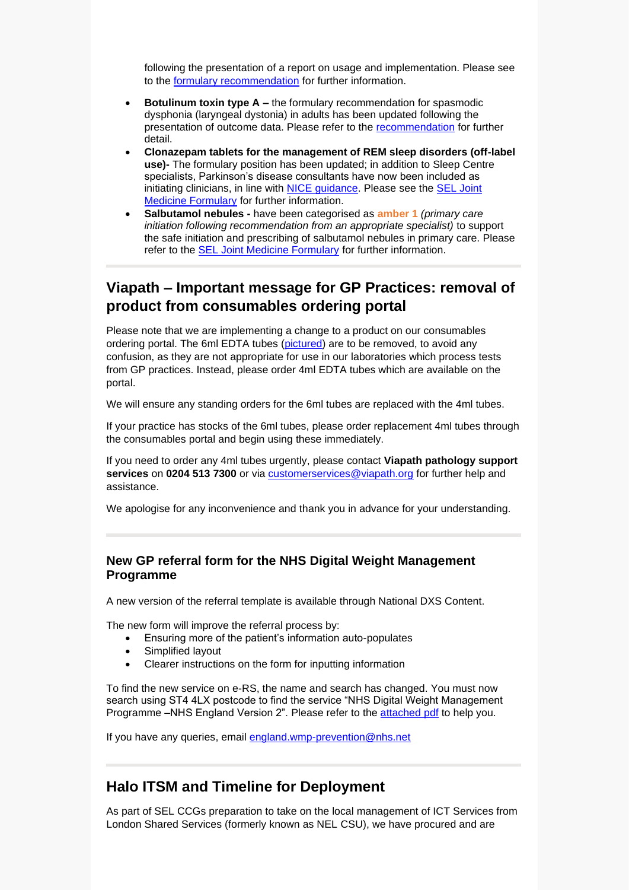following the presentation of a report on usage and implementation. Please see to the formulary recommendation for further information.

- **Botulinum toxin type A –** the formulary recommendation for spasmodic dysphonia (laryngeal dystonia) in adults has been updated following the presentation of outcome data. Please refer to the recommendation for further detail.
- **Clonazepam tablets for the management of REM sleep disorders (off-label use)-** The formulary position has been updated; in addition to Sleep Centre specialists, Parkinson's disease consultants have now been included as initiating clinicians, in line with NICE guidance. Please see the SEL Joint Medicine Formulary for further information.
- **Salbutamol nebules -** have been categorised as **amber 1** *(primary care initiation following recommendation from an appropriate specialist)* to support the safe initiation and prescribing of salbutamol nebules in primary care. Please refer to the SEL Joint Medicine Formulary for further information.

## Viapath – Important message for GP Practices: removal of product from consumables ordering portal

Please note that we are implementing a change to a product on our consumables ordering portal. The 6ml EDTA tubes (pictured) are to be removed, to avoid any confusion, as they are not appropriate for use in our laboratories which process tests from GP practices. Instead, please order 4ml EDTA tubes which are available on the portal.

We will ensure any standing orders for the 6ml tubes are replaced with the 4ml tubes.

If your practice has stocks of the 6ml tubes, please order replacement 4ml tubes through the consumables portal and begin using these immediately.

If you need to order any 4ml tubes urgently, please contact **Viapath pathology support services** on **0204 513 7300** or via customerservices@viapath.org for further help and assistance.

We apologise for any inconvenience and thank you in advance for your understanding.

### New GP referral form for the NHS Digital Weight Management Programme

A new version of the referral template is available through National DXS Content.

The new form will improve the referral process by:

- Ensuring more of the patient's information auto-populates
- Simplified layout
- Clearer instructions on the form for inputting information

To find the new service on e-RS, the name and search has changed. You must now search using ST4 4LX postcode to find the service "NHS Digital Weight Management Programme –NHS England Version 2". Please refer to the attached pdf to help you.

If you have any queries, email england.wmp-prevention@nhs.net

## Halo ITSM and Timeline for Deployment

As part of SEL CCGs preparation to take on the local management of ICT Services from London Shared Services (formerly known as NEL CSU), we have procured and are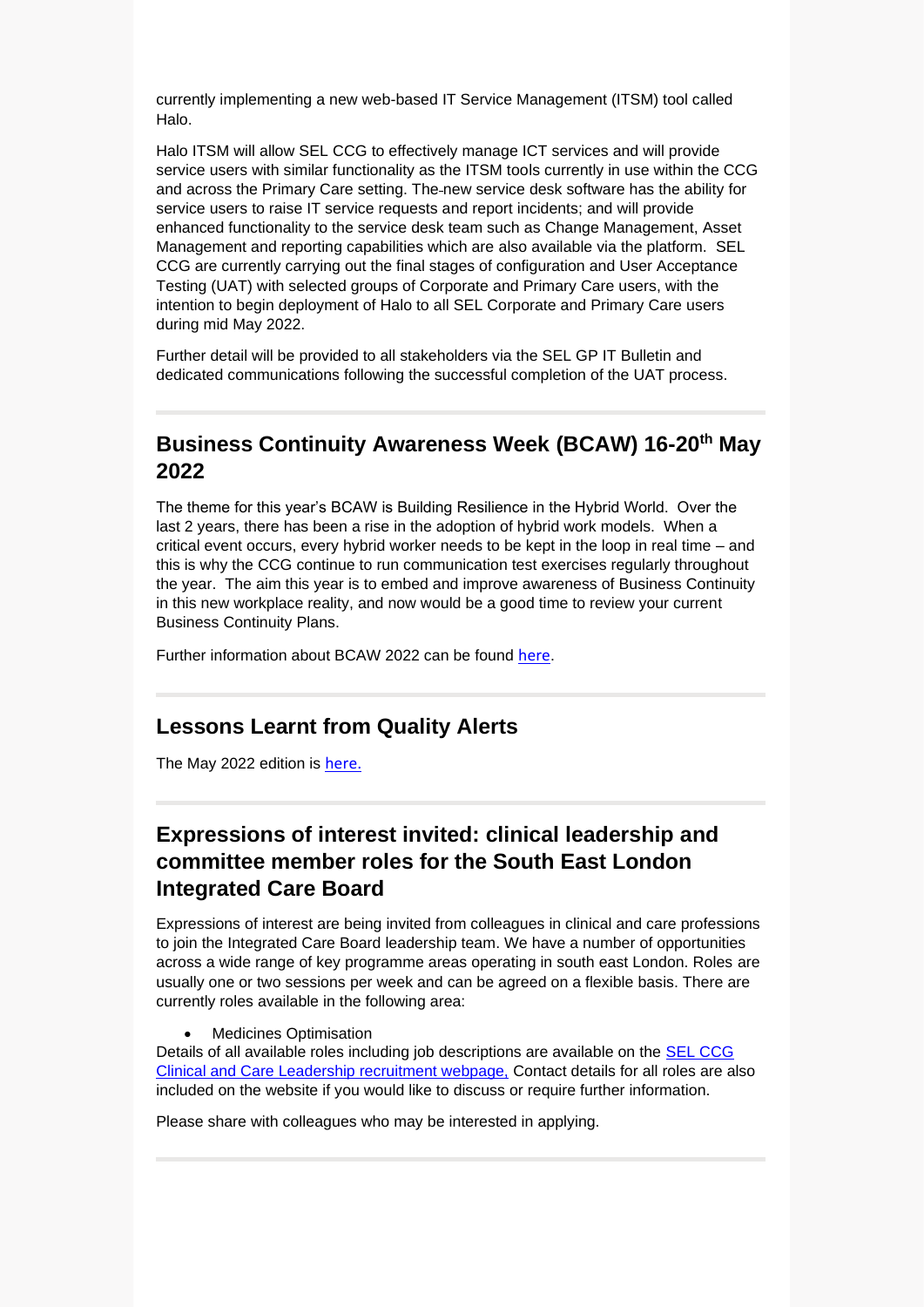currently implementing a new web-based IT Service Management (ITSM) tool called Halo.

Halo ITSM will allow SEL CCG to effectively manage ICT services and will provide service users with similar functionality as the ITSM tools currently in use within the CCG and across the Primary Care setting. The new service desk software has the ability for service users to raise IT service requests and report incidents; and will provide enhanced functionality to the service desk team such as Change Management, Asset Management and reporting capabilities which are also available via the platform. SEL CCG are currently carrying out the final stages of configuration and User Acceptance Testing (UAT) with selected groups of Corporate and Primary Care users, with the intention to begin deployment of Halo to all SEL Corporate and Primary Care users during mid May 2022.

Further detail will be provided to all stakeholders via the SEL GP IT Bulletin and dedicated communications following the successful completion of the UAT process.

---

## Business Continuity Awareness Week (BCAW) 16-20th May 2022

The theme for this year's BCAW is Building Resilience in the Hybrid World. Over the last 2 years, there has been a rise in the adoption of hybrid work models. When a critical event occurs, every hybrid worker needs to be kept in the loop in real time – and this is why the CCG continue to run communication test exercises regularly throughout the year. The aim this year is to embed and improve awareness of Business Continuity in this new workplace reality, and now would be a good time to review your current Business Continuity Plans.

Further information about BCAW 2022 can be found here.

---

## Lessons Learnt from Quality Alerts

The May 2022 edition is here.

---

## Expressions of interest invited: clinical leadership and committee member roles for the South East London Integrated Care Board

Expressions of interest are being invited from colleagues in clinical and care professions to join the Integrated Care Board leadership team. We have a number of opportunities across a wide range of key programme areas operating in south east London. Roles are usually one or two sessions per week and can be agreed on a flexible basis. There are currently roles available in the following area:

- Medicines Optimisation

Details of all available roles including job descriptions are available on the SEL CCG Clinical and Care Leadership recruitment webpage, Contact details for all roles are also included on the website if you would like to discuss or require further information.

Please share with colleagues who may be interested in applying.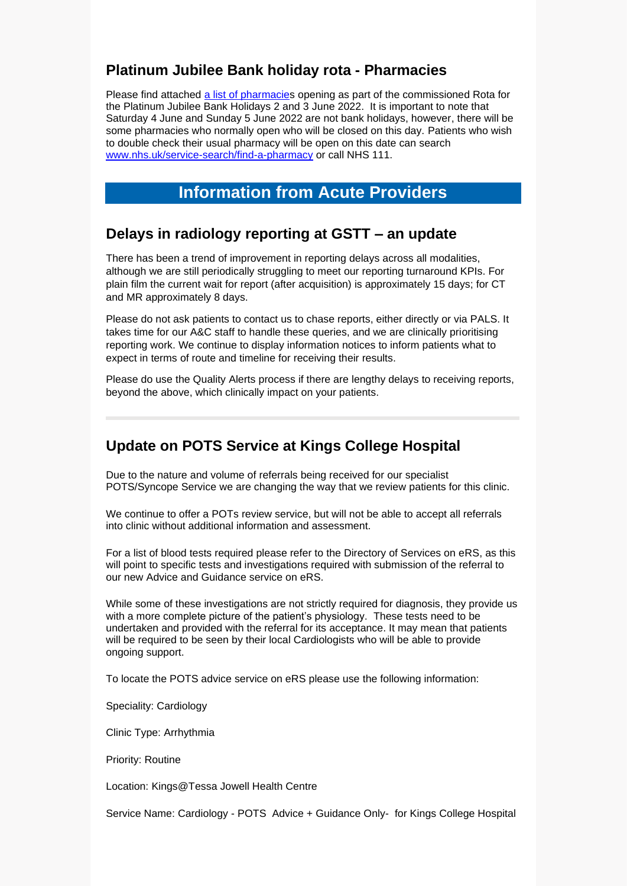## Platinum Jubilee Bank holiday rota - Pharmacies

Please find attached [a list of pharmacies](#) opening as part of the commissioned Rota for the Platinum Jubilee Bank Holidays 2 and 3 June 2022. It is important to note that Saturday 4 June and Sunday 5 June 2022 are not bank holidays, however, there will be some pharmacies who normally open who will be closed on this day. Patients who wish to double check their usual pharmacy will be open on this date can search [www.nhs.uk/service-search/find-a-pharmacy](http://www.nhs.uk/service-search/find-a-pharmacy) or call NHS 111.

# Information from Acute Providers

## Delays in radiology reporting at GSTT – an update

There has been a trend of improvement in reporting delays across all modalities, although we are still periodically struggling to meet our reporting turnaround KPIs. For plain film the current wait for report (after acquisition) is approximately 15 days; for CT and MR approximately 8 days.

Please do not ask patients to contact us to chase reports, either directly or via PALS. It takes time for our A&C staff to handle these queries, and we are clinically prioritising reporting work. We continue to display information notices to inform patients what to expect in terms of route and timeline for receiving their results.

Please do use the Quality Alerts process if there are lengthy delays to receiving reports, beyond the above, which clinically impact on your patients.

---

## Update on POTS Service at Kings College Hospital

Due to the nature and volume of referrals being received for our specialist POTS/Syncope Service we are changing the way that we review patients for this clinic.

We continue to offer a POTs review service, but will not be able to accept all referrals into clinic without additional information and assessment.

For a list of blood tests required please refer to the Directory of Services on eRS, as this will point to specific tests and investigations required with submission of the referral to our new Advice and Guidance service on eRS.

While some of these investigations are not strictly required for diagnosis, they provide us with a more complete picture of the patient's physiology. These tests need to be undertaken and provided with the referral for its acceptance. It may mean that patients will be required to be seen by their local Cardiologists who will be able to provide ongoing support.

To locate the POTS advice service on eRS please use the following information:

Speciality: Cardiology

Clinic Type: Arrhythmia

Priority: Routine

Location: Kings@Tessa Jowell Health Centre

Service Name: Cardiology - POTS Advice + Guidance Only- for Kings College Hospital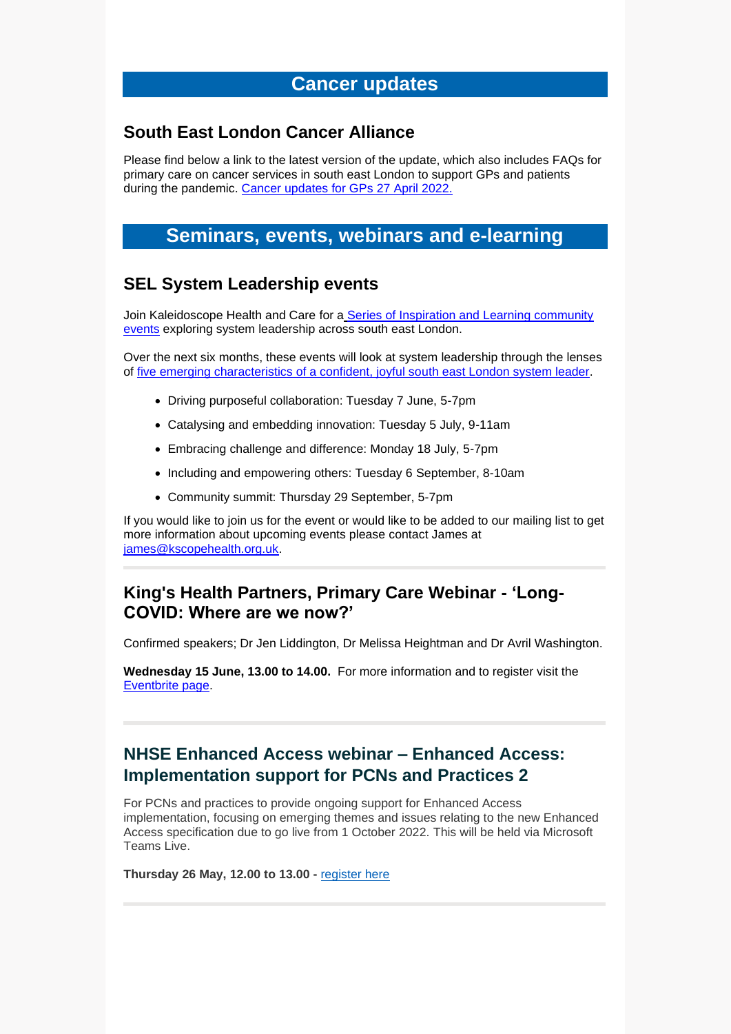# Cancer updates

## South East London Cancer Alliance

Please find below a link to the latest version of the update, which also includes FAQs for primary care on cancer services in south east London to support GPs and patients during the pandemic. [Cancer updates for GPs 27 April 2022.]()

# Seminars, events, webinars and e-learning

## SEL System Leadership events

Join Kaleidoscope Health and Care for a [Series of Inspiration and Learning community events]() exploring system leadership across south east London.

Over the next six months, these events will look at system leadership through the lenses of [five emerging characteristics of a confident, joyful south east London system leader]().

- Driving purposeful collaboration: Tuesday 7 June, 5-7pm
- Catalysing and embedding innovation: Tuesday 5 July, 9-11am
- Embracing challenge and difference: Monday 18 July, 5-7pm
- Including and empowering others: Tuesday 6 September, 8-10am
- Community summit: Thursday 29 September, 5-7pm

If you would like to join us for the event or would like to be added to our mailing list to get more information about upcoming events please contact James at [james@kscopehealth.org.uk]().

---

## King's Health Partners, Primary Care Webinar - 'Long-COVID: Where are we now?'

Confirmed speakers; Dr Jen Liddington, Dr Melissa Heightman and Dr Avril Washington.

**Wednesday 15 June, 13.00 to 14.00.** For more information and to register visit the [Eventbrite page]().

---

## NHSE Enhanced Access webinar – Enhanced Access: Implementation support for PCNs and Practices 2

For PCNs and practices to provide ongoing support for Enhanced Access implementation, focusing on emerging themes and issues relating to the new Enhanced Access specification due to go live from 1 October 2022. This will be held via Microsoft Teams Live.

**Thursday 26 May, 12.00 to 13.00 -** [register here]()

---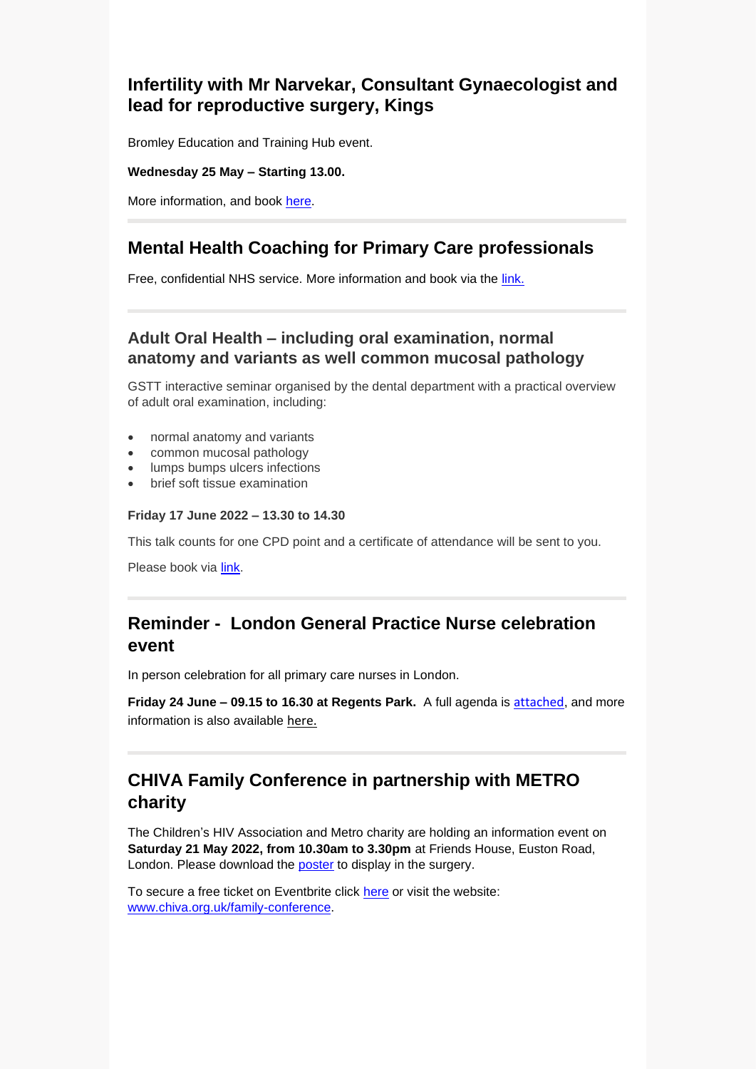## Infertility with Mr Narvekar, Consultant Gynaecologist and lead for reproductive surgery, Kings

Bromley Education and Training Hub event.

**Wednesday 25 May – Starting 13.00.**

More information, and book here.

---

## Mental Health Coaching for Primary Care professionals

Free, confidential NHS service. More information and book via the link.

---

## Adult Oral Health – including oral examination, normal anatomy and variants as well common mucosal pathology

GSTT interactive seminar organised by the dental department with a practical overview of adult oral examination, including:

- normal anatomy and variants
- common mucosal pathology
- lumps bumps ulcers infections
- brief soft tissue examination

**Friday 17 June 2022 – 13.30 to 14.30**

This talk counts for one CPD point and a certificate of attendance will be sent to you.

Please book via link.

---

## Reminder - London General Practice Nurse celebration event

In person celebration for all primary care nurses in London.

**Friday 24 June – 09.15 to 16.30 at Regents Park.** A full agenda is attached, and more information is also available here.

---

## CHIVA Family Conference in partnership with METRO charity

The Children's HIV Association and Metro charity are holding an information event on **Saturday 21 May 2022, from 10.30am to 3.30pm** at Friends House, Euston Road, London. Please download the poster to display in the surgery.

To secure a free ticket on Eventbrite click here or visit the website: www.chiva.org.uk/family-conference.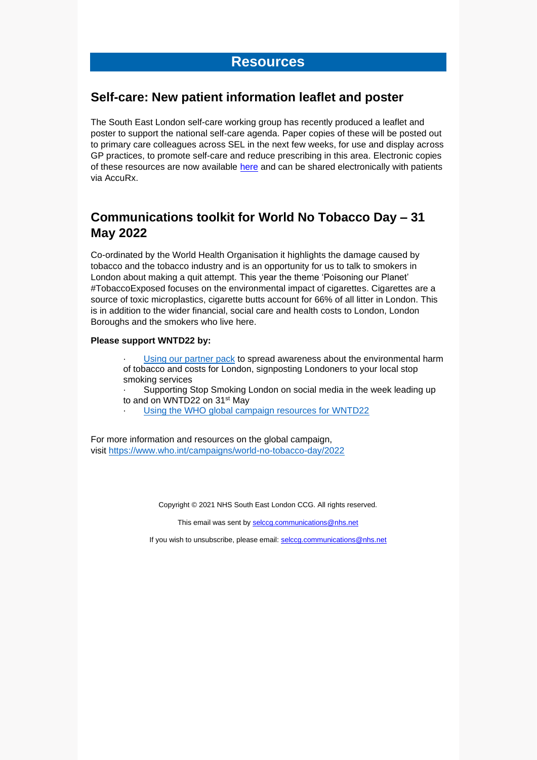# Resources

## Self-care: New patient information leaflet and poster

The South East London self-care working group has recently produced a leaflet and poster to support the national self-care agenda. Paper copies of these will be posted out to primary care colleagues across SEL in the next few weeks, for use and display across GP practices, to promote self-care and reduce prescribing in this area. Electronic copies of these resources are now available here and can be shared electronically with patients via AccuRx.

## Communications toolkit for World No Tobacco Day – 31 May 2022

Co-ordinated by the World Health Organisation it highlights the damage caused by tobacco and the tobacco industry and is an opportunity for us to talk to smokers in London about making a quit attempt. This year the theme 'Poisoning our Planet' #TobaccoExposed focuses on the environmental impact of cigarettes. Cigarettes are a source of toxic microplastics, cigarette butts account for 66% of all litter in London. This is in addition to the wider financial, social care and health costs to London, London Boroughs and the smokers who live here.

**Please support WNTD22 by:**

- Using our partner pack to spread awareness about the environmental harm of tobacco and costs for London, signposting Londoners to your local stop smoking services
- Supporting Stop Smoking London on social media in the week leading up to and on WNTD22 on 31st May
- Using the WHO global campaign resources for WNTD22

For more information and resources on the global campaign, visit https://www.who.int/campaigns/world-no-tobacco-day/2022

Copyright © 2021 NHS South East London CCG. All rights reserved.

This email was sent by selccg.communications@nhs.net

If you wish to unsubscribe, please email: selccg.communications@nhs.net